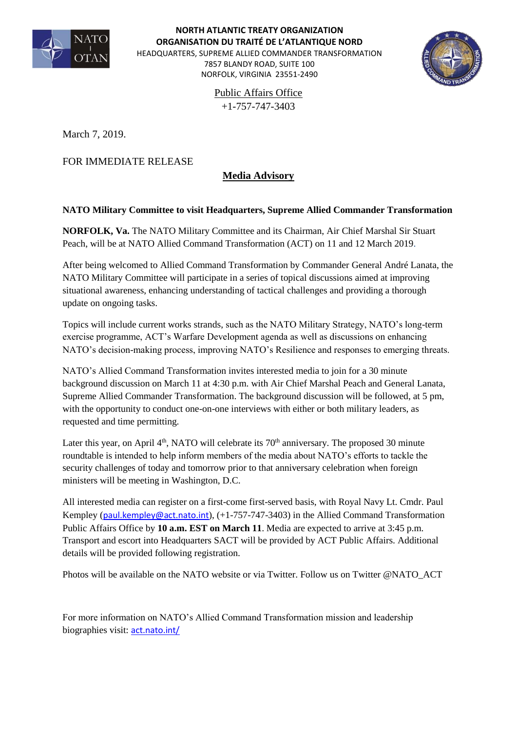**NORTH ATLANTIC TREATY ORGANIZATION**
**ORGANISATION DU TRAITÉ DE L'ATLANTIQUE NORD**
HEADQUARTERS, SUPREME ALLIED COMMANDER TRANSFORMATION
7857 BLANDY ROAD, SUITE 100
NORFOLK, VIRGINIA 23551-2490

Public Affairs Office
+1-757-747-3403

March 7, 2019.

FOR IMMEDIATE RELEASE

# Media Advisory

**NATO Military Committee to visit Headquarters, Supreme Allied Commander Transformation**

**NORFOLK, Va.** The NATO Military Committee and its Chairman, Air Chief Marshal Sir Stuart Peach, will be at NATO Allied Command Transformation (ACT) on 11 and 12 March 2019.

After being welcomed to Allied Command Transformation by Commander General André Lanata, the NATO Military Committee will participate in a series of topical discussions aimed at improving situational awareness, enhancing understanding of tactical challenges and providing a thorough update on ongoing tasks.

Topics will include current works strands, such as the NATO Military Strategy, NATO's long-term exercise programme, ACT's Warfare Development agenda as well as discussions on enhancing NATO's decision-making process, improving NATO's Resilience and responses to emerging threats.

NATO's Allied Command Transformation invites interested media to join for a 30 minute background discussion on March 11 at 4:30 p.m. with Air Chief Marshal Peach and General Lanata, Supreme Allied Commander Transformation. The background discussion will be followed, at 5 pm, with the opportunity to conduct one-on-one interviews with either or both military leaders, as requested and time permitting.

Later this year, on April 4th, NATO will celebrate its 70th anniversary. The proposed 30 minute roundtable is intended to help inform members of the media about NATO's efforts to tackle the security challenges of today and tomorrow prior to that anniversary celebration when foreign ministers will be meeting in Washington, D.C.

All interested media can register on a first-come first-served basis, with Royal Navy Lt. Cmdr. Paul Kempley (paul.kempley@act.nato.int), (+1-757-747-3403) in the Allied Command Transformation Public Affairs Office by **10 a.m. EST on March 11**. Media are expected to arrive at 3:45 p.m. Transport and escort into Headquarters SACT will be provided by ACT Public Affairs. Additional details will be provided following registration.

Photos will be available on the NATO website or via Twitter. Follow us on Twitter @NATO_ACT

For more information on NATO's Allied Command Transformation mission and leadership biographies visit: act.nato.int/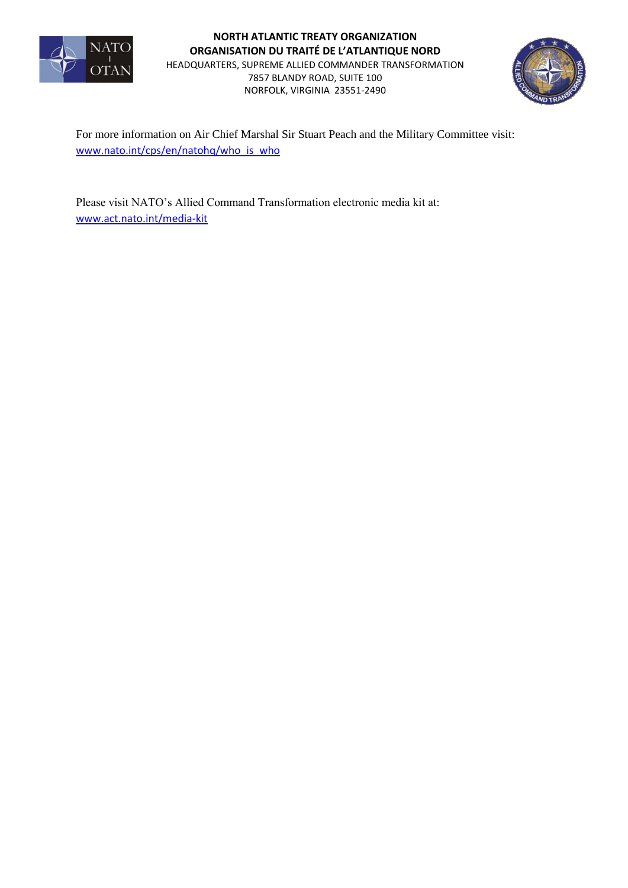For more information on Air Chief Marshal Sir Stuart Peach and the Military Committee visit:
www.nato.int/cps/en/natohq/who_is_who

Please visit NATO's Allied Command Transformation electronic media kit at:
www.act.nato.int/media-kit